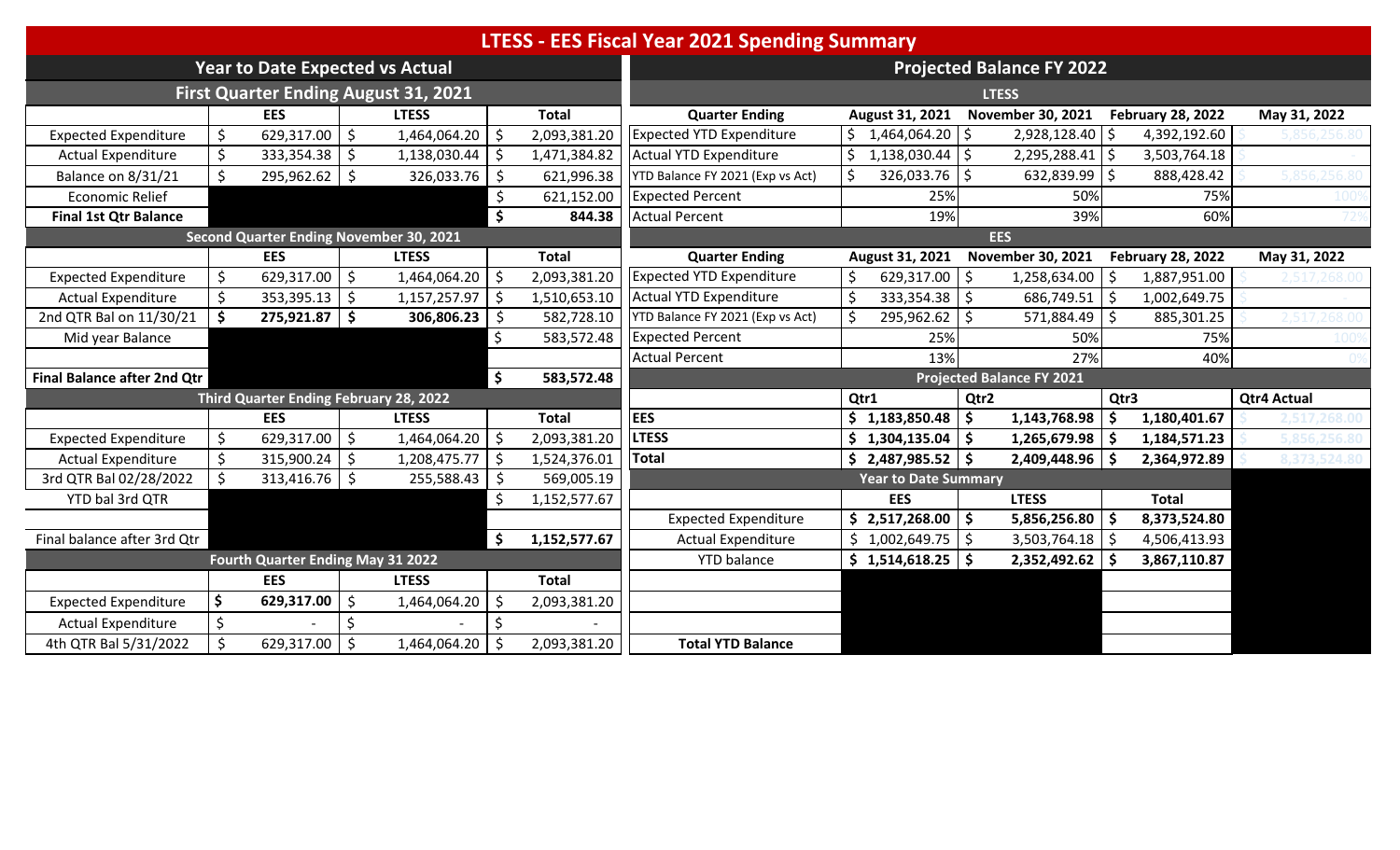# LTESS - EES Fiscal Year 2021 Spending Summary

## Year to Date Expected vs Actual

### First Quarter Ending August 31, 2021

| | EES | LTESS | Total |
|---|---|---|---|
| Expected Expenditure | $ 629,317.00 | $ 1,464,064.20 | $ 2,093,381.20 |
| Actual Expenditure | $ 333,354.38 | $ 1,138,030.44 | $ 1,471,384.82 |
| Balance on 8/31/21 | $ 295,962.62 | $ 326,033.76 | $ 621,996.38 |
| Economic Relief | | | $ 621,152.00 |
| **Final 1st Qtr Balance** | | | **$ 844.38** |

### Second Quarter Ending November 30, 2021

| | EES | LTESS | Total |
|---|---|---|---|
| Expected Expenditure | $ 629,317.00 | $ 1,464,064.20 | $ 2,093,381.20 |
| Actual Expenditure | $ 353,395.13 | $ 1,157,257.97 | $ 1,510,653.10 |
| 2nd QTR Bal on 11/30/21 | **$ 275,921.87** | **$ 306,806.23** | $ 582,728.10 |
| Mid year Balance | | | $ 583,572.48 |
| | | | |
| **Final Balance after 2nd Qtr** | | | **$ 583,572.48** |

### Third Quarter Ending February 28, 2022

| | EES | LTESS | Total |
|---|---|---|---|
| Expected Expenditure | $ 629,317.00 | $ 1,464,064.20 | $ 2,093,381.20 |
| Actual Expenditure | $ 315,900.24 | $ 1,208,475.77 | $ 1,524,376.01 |
| 3rd QTR Bal 02/28/2022 | $ 313,416.76 | $ 255,588.43 | $ 569,005.19 |
| YTD bal 3rd QTR | | | $ 1,152,577.67 |
| | | | |
| Final balance after 3rd Qtr | | | **$ 1,152,577.67** |

### Fourth Quarter Ending May 31 2022

| | EES | LTESS | Total |
|---|---|---|---|
| Expected Expenditure | **$ 629,317.00** | $ 1,464,064.20 | $ 2,093,381.20 |
| Actual Expenditure | $ - | $ - | $ - |
| 4th QTR Bal 5/31/2022 | $ 629,317.00 | $ 1,464,064.20 | $ 2,093,381.20 |

## Projected Balance FY 2022

### LTESS

| Quarter Ending | August 31, 2021 | November 30, 2021 | February 28, 2022 | May 31, 2022 |
|---|---|---|---|---|
| Expected YTD Expenditure | $ 1,464,064.20 | $ 2,928,128.40 | $ 4,392,192.60 | $ 5,856,256.80 |
| Actual YTD Expenditure | $ 1,138,030.44 | $ 2,295,288.41 | $ 3,503,764.18 | |
| YTD Balance FY 2021 (Exp vs Act) | $ 326,033.76 | $ 632,839.99 | $ 888,428.42 | $ 5,856,256.80 |
| Expected Percent | 25% | 50% | 75% | 100% |
| Actual Percent | 19% | 39% | 60% | 72% |

### EES

| Quarter Ending | August 31, 2021 | November 30, 2021 | February 28, 2022 | May 31, 2022 |
|---|---|---|---|---|
| Expected YTD Expenditure | $ 629,317.00 | $ 1,258,634.00 | $ 1,887,951.00 | $ 2,517,268.00 |
| Actual YTD Expenditure | $ 333,354.38 | $ 686,749.51 | $ 1,002,649.75 | |
| YTD Balance FY 2021 (Exp vs Act) | $ 295,962.62 | $ 571,884.49 | $ 885,301.25 | $ 2,517,268.00 |
| Expected Percent | 25% | 50% | 75% | 100% |
| Actual Percent | 13% | 27% | 40% | 0% |

### Projected Balance FY 2021

| | Qtr1 | Qtr2 | Qtr3 | Qtr4 Actual |
|---|---|---|---|---|
| **EES** | **$ 1,183,850.48** | **$ 1,143,768.98** | **$ 1,180,401.67** | $ 2,517,268.00 |
| **LTESS** | **$ 1,304,135.04** | **$ 1,265,679.98** | **$ 1,184,571.23** | $ 5,856,256.80 |
| **Total** | **$ 2,487,985.52** | **$ 2,409,448.96** | **$ 2,364,972.89** | $ 8,373,524.80 |

### Year to Date Summary

| | EES | LTESS | Total |
|---|---|---|---|
| Expected Expenditure | **$ 2,517,268.00** | **$ 5,856,256.80** | **$ 8,373,524.80** |
| Actual Expenditure | $ 1,002,649.75 | $ 3,503,764.18 | $ 4,506,413.93 |
| YTD balance | **$ 1,514,618.25** | **$ 2,352,492.62** | **$ 3,867,110.87** |
| | | | |
| | | | |
| | | | |
| **Total YTD Balance** | | | |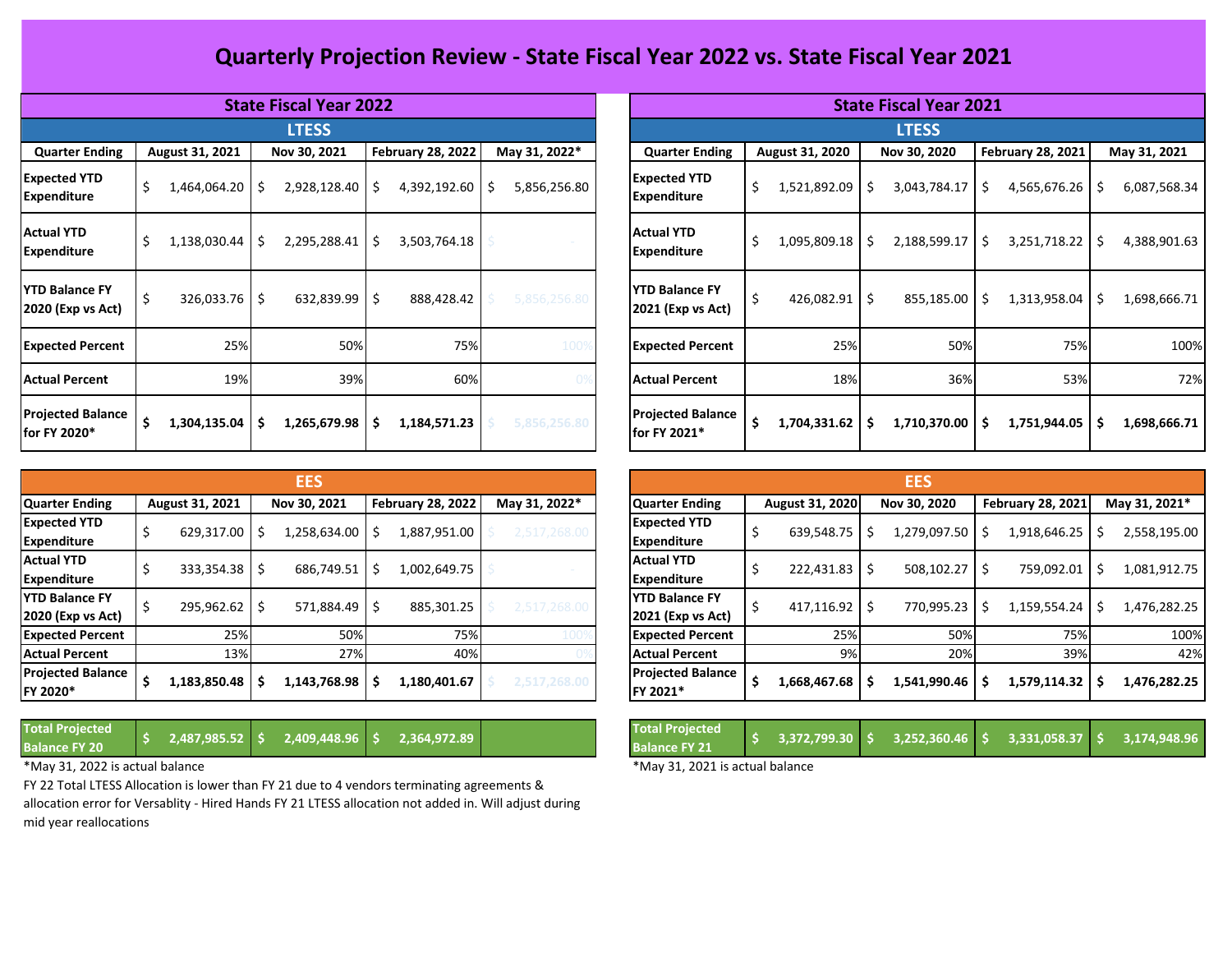# Quarterly Projection Review - State Fiscal Year 2022 vs. State Fiscal Year 2021

## State Fiscal Year 2022

### LTESS

| Quarter Ending | August 31, 2021 | Nov 30, 2021 | February 28, 2022 | May 31, 2022* |
|---|---|---|---|---|
| Expected YTD Expenditure | $ 1,464,064.20 | $ 2,928,128.40 | $ 4,392,192.60 | $ 5,856,256.80 |
| Actual YTD Expenditure | $ 1,138,030.44 | $ 2,295,288.41 | $ 3,503,764.18 | $ - |
| YTD Balance FY 2020 (Exp vs Act) | $ 326,033.76 | $ 632,839.99 | $ 888,428.42 | $ 5,856,256.80 |
| Expected Percent | 25% | 50% | 75% | 100% |
| Actual Percent | 19% | 39% | 60% | 0% |
| **Projected Balance for FY 2020*** | **$ 1,304,135.04** | **$ 1,265,679.98** | **$ 1,184,571.23** | **$ 5,856,256.80** |

### EES

| Quarter Ending | August 31, 2021 | Nov 30, 2021 | February 28, 2022 | May 31, 2022* |
|---|---|---|---|---|
| Expected YTD Expenditure | $ 629,317.00 | $ 1,258,634.00 | $ 1,887,951.00 | $ 2,517,268.00 |
| Actual YTD Expenditure | $ 333,354.38 | $ 686,749.51 | $ 1,002,649.75 | $ - |
| YTD Balance FY 2020 (Exp vs Act) | $ 295,962.62 | $ 571,884.49 | $ 885,301.25 | $ 2,517,268.00 |
| Expected Percent | 25% | 50% | 75% | 100% |
| Actual Percent | 13% | 27% | 40% | 0% |
| **Projected Balance FY 2020*** | **$ 1,183,850.48** | **$ 1,143,768.98** | **$ 1,180,401.67** | **$ 2,517,268.00** |

| **Total Projected Balance FY 20** | **$ 2,487,985.52** | **$ 2,409,448.96** | **$ 2,364,972.89** | |
|---|---|---|---|---|

*May 31, 2022 is actual balance

FY 22 Total LTESS Allocation is lower than FY 21 due to 4 vendors terminating agreements & allocation error for Versablity - Hired Hands FY 21 LTESS allocation not added in. Will adjust during mid year reallocations

## State Fiscal Year 2021

### LTESS

| Quarter Ending | August 31, 2020 | Nov 30, 2020 | February 28, 2021 | May 31, 2021 |
|---|---|---|---|---|
| Expected YTD Expenditure | $ 1,521,892.09 | $ 3,043,784.17 | $ 4,565,676.26 | $ 6,087,568.34 |
| Actual YTD Expenditure | $ 1,095,809.18 | $ 2,188,599.17 | $ 3,251,718.22 | $ 4,388,901.63 |
| YTD Balance FY 2021 (Exp vs Act) | $ 426,082.91 | $ 855,185.00 | $ 1,313,958.04 | $ 1,698,666.71 |
| Expected Percent | 25% | 50% | 75% | 100% |
| Actual Percent | 18% | 36% | 53% | 72% |
| **Projected Balance for FY 2021*** | **$ 1,704,331.62** | **$ 1,710,370.00** | **$ 1,751,944.05** | **$ 1,698,666.71** |

### EES

| Quarter Ending | August 31, 2020 | Nov 30, 2020 | February 28, 2021 | May 31, 2021* |
|---|---|---|---|---|
| Expected YTD Expenditure | $ 639,548.75 | $ 1,279,097.50 | $ 1,918,646.25 | $ 2,558,195.00 |
| Actual YTD Expenditure | $ 222,431.83 | $ 508,102.27 | $ 759,092.01 | $ 1,081,912.75 |
| YTD Balance FY 2021 (Exp vs Act) | $ 417,116.92 | $ 770,995.23 | $ 1,159,554.24 | $ 1,476,282.25 |
| Expected Percent | 25% | 50% | 75% | 100% |
| Actual Percent | 9% | 20% | 39% | 42% |
| **Projected Balance FY 2021*** | **$ 1,668,467.68** | **$ 1,541,990.46** | **$ 1,579,114.32** | **$ 1,476,282.25** |

| **Total Projected Balance FY 21** | **$ 3,372,799.30** | **$ 3,252,360.46** | **$ 3,331,058.37** | **$ 3,174,948.96** |
|---|---|---|---|---|

*May 31, 2021 is actual balance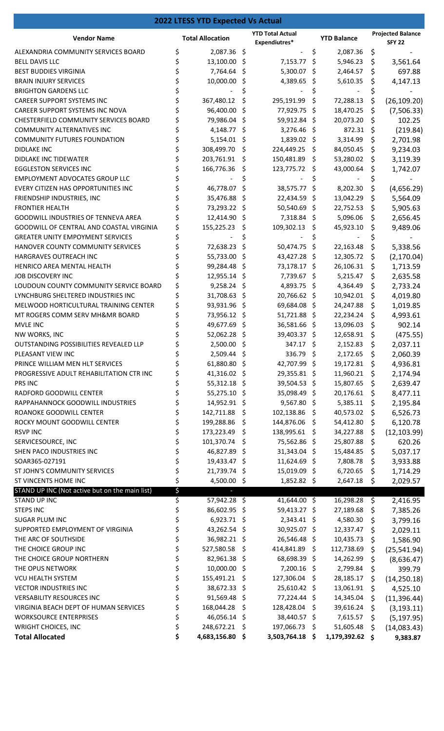# 2022 LTESS YTD Expected Vs Actual

| Vendor Name | Total Allocation | YTD Total Actual Expenditures* | YTD Balance | Projected Balance SFY 22 |
|---|---|---|---|---|
| ALEXANDRIA COMMUNITY SERVICES BOARD | $ 2,087.36 | $ - | $ 2,087.36 | $ - |
| BELL DAVIS LLC | $ 13,100.00 | $ 7,153.77 | $ 5,946.23 | $ 3,561.64 |
| BEST BUDDIES VIRGINIA | $ 7,764.64 | $ 5,300.07 | $ 2,464.57 | $ 697.88 |
| BRAIN INJURY SERVICES | $ 10,000.00 | $ 4,389.65 | $ 5,610.35 | $ 4,147.13 |
| BRIGHTON GARDENS LLC | $ - | $ - | $ - | $ - |
| CAREER SUPPORT SYSTEMS INC | $ 367,480.12 | $ 295,191.99 | $ 72,288.13 | $ (26,109.20) |
| CAREER SUPPORT SYSTEMS INC NOVA | $ 96,400.00 | $ 77,929.75 | $ 18,470.25 | $ (7,506.33) |
| CHESTERFIELD COMMUNITY SERVICES BOARD | $ 79,986.04 | $ 59,912.84 | $ 20,073.20 | $ 102.25 |
| COMMUNITY ALTERNATIVES INC | $ 4,148.77 | $ 3,276.46 | $ 872.31 | $ (219.84) |
| COMMUNITY FUTURES FOUNDATION | $ 5,154.01 | $ 1,839.02 | $ 3,314.99 | $ 2,701.98 |
| DIDLAKE INC | $ 308,499.70 | $ 224,449.25 | $ 84,050.45 | $ 9,234.03 |
| DIDLAKE INC TIDEWATER | $ 203,761.91 | $ 150,481.89 | $ 53,280.02 | $ 3,119.39 |
| EGGLESTON SERVICES INC | $ 166,776.36 | $ 123,775.72 | $ 43,000.64 | $ 1,742.07 |
| EMPLOYMENT ADVOCATES GROUP LLC | $ - | $ - | $ - | $ - |
| EVERY CITIZEN HAS OPPORTUNITIES INC | $ 46,778.07 | $ 38,575.77 | $ 8,202.30 | $ (4,656.29) |
| FRIENDSHIP INDUSTRIES, INC | $ 35,476.88 | $ 22,434.59 | $ 13,042.29 | $ 5,564.09 |
| FRONTIER HEALTH | $ 73,293.22 | $ 50,540.69 | $ 22,752.53 | $ 5,905.63 |
| GOODWILL INDUSTRIES OF TENNEVA AREA | $ 12,414.90 | $ 7,318.84 | $ 5,096.06 | $ 2,656.45 |
| GOODWILL OF CENTRAL AND COASTAL VIRGINIA | $ 155,225.23 | $ 109,302.13 | $ 45,923.10 | $ 9,489.06 |
| GREATER UNITY EMPOYMENT SERVICES | $ - | $ - | $ - | $ - |
| HANOVER COUNTY COMMUNITY SERVICES | $ 72,638.23 | $ 50,474.75 | $ 22,163.48 | $ 5,338.56 |
| HARGRAVES OUTREACH INC | $ 55,733.00 | $ 43,427.28 | $ 12,305.72 | $ (2,170.04) |
| HENRICO AREA MENTAL HEALTH | $ 99,284.48 | $ 73,178.17 | $ 26,106.31 | $ 1,713.59 |
| JOB DISCOVERY INC | $ 12,955.14 | $ 7,739.67 | $ 5,215.47 | $ 2,635.58 |
| LOUDOUN COUNTY COMMUNITY SERVICE BOARD | $ 9,258.24 | $ 4,893.75 | $ 4,364.49 | $ 2,733.24 |
| LYNCHBURG SHELTERED INDUSTRIES INC | $ 31,708.63 | $ 20,766.62 | $ 10,942.01 | $ 4,019.80 |
| MELWOOD HORTICULTURAL TRAINING CENTER | $ 93,931.96 | $ 69,684.08 | $ 24,247.88 | $ 1,019.85 |
| MT ROGERS COMM SERV MH&MR BOARD | $ 73,956.12 | $ 51,721.88 | $ 22,234.24 | $ 4,993.61 |
| MVLE INC | $ 49,677.69 | $ 36,581.66 | $ 13,096.03 | $ 902.14 |
| NW WORKS, INC | $ 52,062.28 | $ 39,403.37 | $ 12,658.91 | $ (475.55) |
| OUTSTANDING POSSIBILITIES REVEALED LLP | $ 2,500.00 | $ 347.17 | $ 2,152.83 | $ 2,037.11 |
| PLEASANT VIEW INC | $ 2,509.44 | $ 336.79 | $ 2,172.65 | $ 2,060.39 |
| PRINCE WILLIAM MEN HLT SERVICES | $ 61,880.80 | $ 42,707.99 | $ 19,172.81 | $ 4,936.81 |
| PROGRESSIVE ADULT REHABILITATION CTR INC | $ 41,316.02 | $ 29,355.81 | $ 11,960.21 | $ 2,174.94 |
| PRS INC | $ 55,312.18 | $ 39,504.53 | $ 15,807.65 | $ 2,639.47 |
| RADFORD GOODWILL CENTER | $ 55,275.10 | $ 35,098.49 | $ 20,176.61 | $ 8,477.11 |
| RAPPAHANNOCK GOODWILL INDUSTRIES | $ 14,952.91 | $ 9,567.80 | $ 5,385.11 | $ 2,195.84 |
| ROANOKE GOODWILL CENTER | $ 142,711.88 | $ 102,138.86 | $ 40,573.02 | $ 6,526.73 |
| ROCKY MOUNT GOODWILL CENTER | $ 199,288.86 | $ 144,876.06 | $ 54,412.80 | $ 6,120.78 |
| RSVP INC | $ 173,223.49 | $ 138,995.61 | $ 34,227.88 | $ (12,103.99) |
| SERVICESOURCE, INC | $ 101,370.74 | $ 75,562.86 | $ 25,807.88 | $ 620.26 |
| SHEN PACO INDUSTRIES INC | $ 46,827.89 | $ 31,343.04 | $ 15,484.85 | $ 5,037.17 |
| SOAR365-027191 | $ 19,433.47 | $ 11,624.69 | $ 7,808.78 | $ 3,933.88 |
| ST JOHN'S COMMUNITY SERVICES | $ 21,739.74 | $ 15,019.09 | $ 6,720.65 | $ 1,714.29 |
| ST VINCENTS HOME INC | $ 4,500.00 | $ 1,852.82 | $ 2,647.18 | $ 2,029.57 |
| STAND UP INC (Not active but on the main list) | $ - | | | |
| STAND UP INC | $ 57,942.28 | $ 41,644.00 | $ 16,298.28 | $ 2,416.95 |
| STEPS INC | $ 86,602.95 | $ 59,413.27 | $ 27,189.68 | $ 7,385.26 |
| SUGAR PLUM INC | $ 6,923.71 | $ 2,343.41 | $ 4,580.30 | $ 3,799.16 |
| SUPPORTED EMPLOYMENT OF VIRGINIA | $ 43,262.54 | $ 30,925.07 | $ 12,337.47 | $ 2,029.11 |
| THE ARC OF SOUTHSIDE | $ 36,982.21 | $ 26,546.48 | $ 10,435.73 | $ 1,586.90 |
| THE CHOICE GROUP INC | $ 527,580.58 | $ 414,841.89 | $ 112,738.69 | $ (25,541.94) |
| THE CHOICE GROUP NORTHERN | $ 82,961.38 | $ 68,698.39 | $ 14,262.99 | $ (8,636.47) |
| THE OPUS NETWORK | $ 10,000.00 | $ 7,200.16 | $ 2,799.84 | $ 399.79 |
| VCU HEALTH SYSTEM | $ 155,491.21 | $ 127,306.04 | $ 28,185.17 | $ (14,250.18) |
| VECTOR INDUSTRIES INC | $ 38,672.33 | $ 25,610.42 | $ 13,061.91 | $ 4,525.10 |
| VERSABILITY RESOURCES INC | $ 91,569.48 | $ 77,224.44 | $ 14,345.04 | $ (11,396.44) |
| VIRGINIA BEACH DEPT OF HUMAN SERVICES | $ 168,044.28 | $ 128,428.04 | $ 39,616.24 | $ (3,193.11) |
| WORKSOURCE ENTERPRISES | $ 46,056.14 | $ 38,440.57 | $ 7,615.57 | $ (5,197.95) |
| WRIGHT CHOICES, INC | $ 248,672.21 | $ 197,066.73 | $ 51,605.48 | $ (14,083.43) |
| **Total Allocated** | **$ 4,683,156.80** | **$ 3,503,764.18** | **$ 1,179,392.62** | **$ 9,383.87** |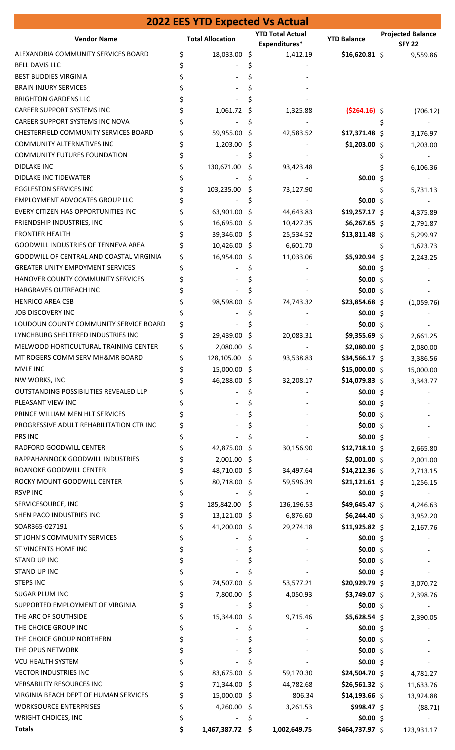# 2022 EES YTD Expected Vs Actual

| Vendor Name | Total Allocation | YTD Total Actual Expenditures* | YTD Balance | Projected Balance SFY 22 |
|---|---|---|---|---|
| ALEXANDRIA COMMUNITY SERVICES BOARD | $ 18,033.00 | $ 1,412.19 | **$16,620.81** | $ 9,559.86 |
| BELL DAVIS LLC | $ - | $ - | | |
| BEST BUDDIES VIRGINIA | $ - | $ - | | |
| BRAIN INJURY SERVICES | $ - | $ - | | |
| BRIGHTON GARDENS LLC | $ - | $ - | | |
| CAREER SUPPORT SYSTEMS INC | $ 1,061.72 | $ 1,325.88 | **($264.16)** | $ (706.12) |
| CAREER SUPPORT SYSTEMS INC NOVA | $ - | $ - | | $ - |
| CHESTERFIELD COMMUNITY SERVICES BOARD | $ 59,955.00 | $ 42,583.52 | **$17,371.48** | $ 3,176.97 |
| COMMUNITY ALTERNATIVES INC | $ 1,203.00 | $ - | **$1,203.00** | $ 1,203.00 |
| COMMUNITY FUTURES FOUNDATION | $ - | $ - | | $ - |
| DIDLAKE INC | $ 130,671.00 | $ 93,423.48 | | $ 6,106.36 |
| DIDLAKE INC TIDEWATER | $ - | $ - | **$0.00** | $ - |
| EGGLESTON SERVICES INC | $ 103,235.00 | $ 73,127.90 | | $ 5,731.13 |
| EMPLOYMENT ADVOCATES GROUP LLC | $ - | $ - | **$0.00** | $ - |
| EVERY CITIZEN HAS OPPORTUNITIES INC | $ 63,901.00 | $ 44,643.83 | **$19,257.17** | $ 4,375.89 |
| FRIENDSHIP INDUSTRIES, INC | $ 16,695.00 | $ 10,427.35 | **$6,267.65** | $ 2,791.87 |
| FRONTIER HEALTH | $ 39,346.00 | $ 25,534.52 | **$13,811.48** | $ 5,299.97 |
| GOODWILL INDUSTRIES OF TENNEVA AREA | $ 10,426.00 | $ 6,601.70 | | $ 1,623.73 |
| GOODWILL OF CENTRAL AND COASTAL VIRGINIA | $ 16,954.00 | $ 11,033.06 | **$5,920.94** | $ 2,243.25 |
| GREATER UNITY EMPOYMENT SERVICES | $ - | $ - | **$0.00** | $ - |
| HANOVER COUNTY COMMUNITY SERVICES | $ - | $ - | **$0.00** | $ - |
| HARGRAVES OUTREACH INC | $ - | $ - | **$0.00** | $ - |
| HENRICO AREA CSB | $ 98,598.00 | $ 74,743.32 | **$23,854.68** | $ (1,059.76) |
| JOB DISCOVERY INC | $ - | $ - | **$0.00** | $ - |
| LOUDOUN COUNTY COMMUNITY SERVICE BOARD | $ - | $ - | **$0.00** | $ - |
| LYNCHBURG SHELTERED INDUSTRIES INC | $ 29,439.00 | $ 20,083.31 | **$9,355.69** | $ 2,661.25 |
| MELWOOD HORTICULTURAL TRAINING CENTER | $ 2,080.00 | $ - | **$2,080.00** | $ 2,080.00 |
| MT ROGERS COMM SERV MH&MR BOARD | $ 128,105.00 | $ 93,538.83 | **$34,566.17** | $ 3,386.56 |
| MVLE INC | $ 15,000.00 | $ - | **$15,000.00** | $ 15,000.00 |
| NW WORKS, INC | $ 46,288.00 | $ 32,208.17 | **$14,079.83** | $ 3,343.77 |
| OUTSTANDING POSSIBILITIES REVEALED LLP | $ - | $ - | **$0.00** | $ - |
| PLEASANT VIEW INC | $ - | $ - | **$0.00** | $ - |
| PRINCE WILLIAM MEN HLT SERVICES | $ - | $ - | **$0.00** | $ - |
| PROGRESSIVE ADULT REHABILITATION CTR INC | $ - | $ - | **$0.00** | $ - |
| PRS INC | $ - | $ - | **$0.00** | $ - |
| RADFORD GOODWILL CENTER | $ 42,875.00 | $ 30,156.90 | **$12,718.10** | $ 2,665.80 |
| RAPPAHANNOCK GOODWILL INDUSTRIES | $ 2,001.00 | $ - | **$2,001.00** | $ 2,001.00 |
| ROANOKE GOODWILL CENTER | $ 48,710.00 | $ 34,497.64 | **$14,212.36** | $ 2,713.15 |
| ROCKY MOUNT GOODWILL CENTER | $ 80,718.00 | $ 59,596.39 | **$21,121.61** | $ 1,256.15 |
| RSVP INC | $ - | $ - | **$0.00** | $ - |
| SERVICESOURCE, INC | $ 185,842.00 | $ 136,196.53 | **$49,645.47** | $ 4,246.63 |
| SHEN PACO INDUSTRIES INC | $ 13,121.00 | $ 6,876.60 | **$6,244.40** | $ 3,952.20 |
| SOAR365-027191 | $ 41,200.00 | $ 29,274.18 | **$11,925.82** | $ 2,167.76 |
| ST JOHN'S COMMUNITY SERVICES | $ - | $ - | **$0.00** | $ - |
| ST VINCENTS HOME INC | $ - | $ - | **$0.00** | $ - |
| STAND UP INC | $ - | $ - | **$0.00** | $ - |
| STAND UP INC | $ - | $ - | **$0.00** | $ - |
| STEPS INC | $ 74,507.00 | $ 53,577.21 | **$20,929.79** | $ 3,070.72 |
| SUGAR PLUM INC | $ 7,800.00 | $ 4,050.93 | **$3,749.07** | $ 2,398.76 |
| SUPPORTED EMPLOYMENT OF VIRGINIA | $ - | $ - | **$0.00** | $ - |
| THE ARC OF SOUTHSIDE | $ 15,344.00 | $ 9,715.46 | **$5,628.54** | $ 2,390.05 |
| THE CHOICE GROUP INC | $ - | $ - | **$0.00** | $ - |
| THE CHOICE GROUP NORTHERN | $ - | $ - | **$0.00** | $ - |
| THE OPUS NETWORK | $ - | $ - | **$0.00** | $ - |
| VCU HEALTH SYSTEM | $ - | $ - | **$0.00** | $ - |
| VECTOR INDUSTRIES INC | $ 83,675.00 | $ 59,170.30 | **$24,504.70** | $ 4,781.27 |
| VERSABILITY RESOURCES INC | $ 71,344.00 | $ 44,782.68 | **$26,561.32** | $ 11,633.76 |
| VIRGINIA BEACH DEPT OF HUMAN SERVICES | $ 15,000.00 | $ 806.34 | **$14,193.66** | $ 13,924.88 |
| WORKSOURCE ENTERPRISES | $ 4,260.00 | $ 3,261.53 | **$998.47** | $ (88.71) |
| WRIGHT CHOICES, INC | $ - | $ - | **$0.00** | $ - |
| **Totals** | **$ 1,467,387.72** | **$ 1,002,649.75** | **$464,737.97** | $ 123,931.17 |